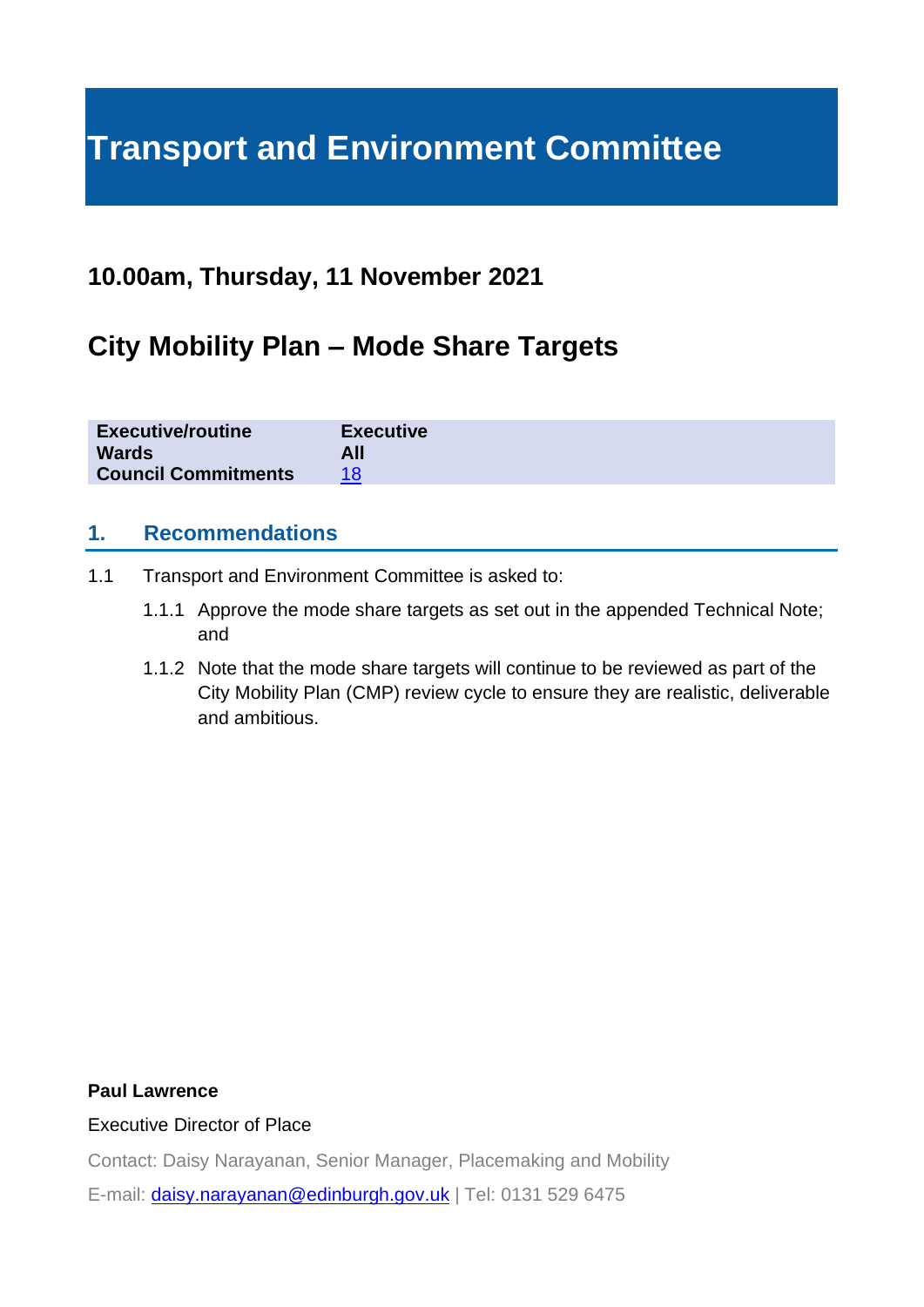# Transport and Environment Committee

## 10.00am, Thursday, 11 November 2021

## City Mobility Plan – Mode Share Targets

| | |
|---|---|
| **Executive/routine** | **Executive** |
| **Wards** | **All** |
| **Council Commitments** | [18]() |

### 1. Recommendations

1.1 Transport and Environment Committee is asked to:

1.1.1 Approve the mode share targets as set out in the appended Technical Note; and

1.1.2 Note that the mode share targets will continue to be reviewed as part of the City Mobility Plan (CMP) review cycle to ensure they are realistic, deliverable and ambitious.

**Paul Lawrence**

Executive Director of Place

Contact: Daisy Narayanan, Senior Manager, Placemaking and Mobility

E-mail: daisy.narayanan@edinburgh.gov.uk | Tel: 0131 529 6475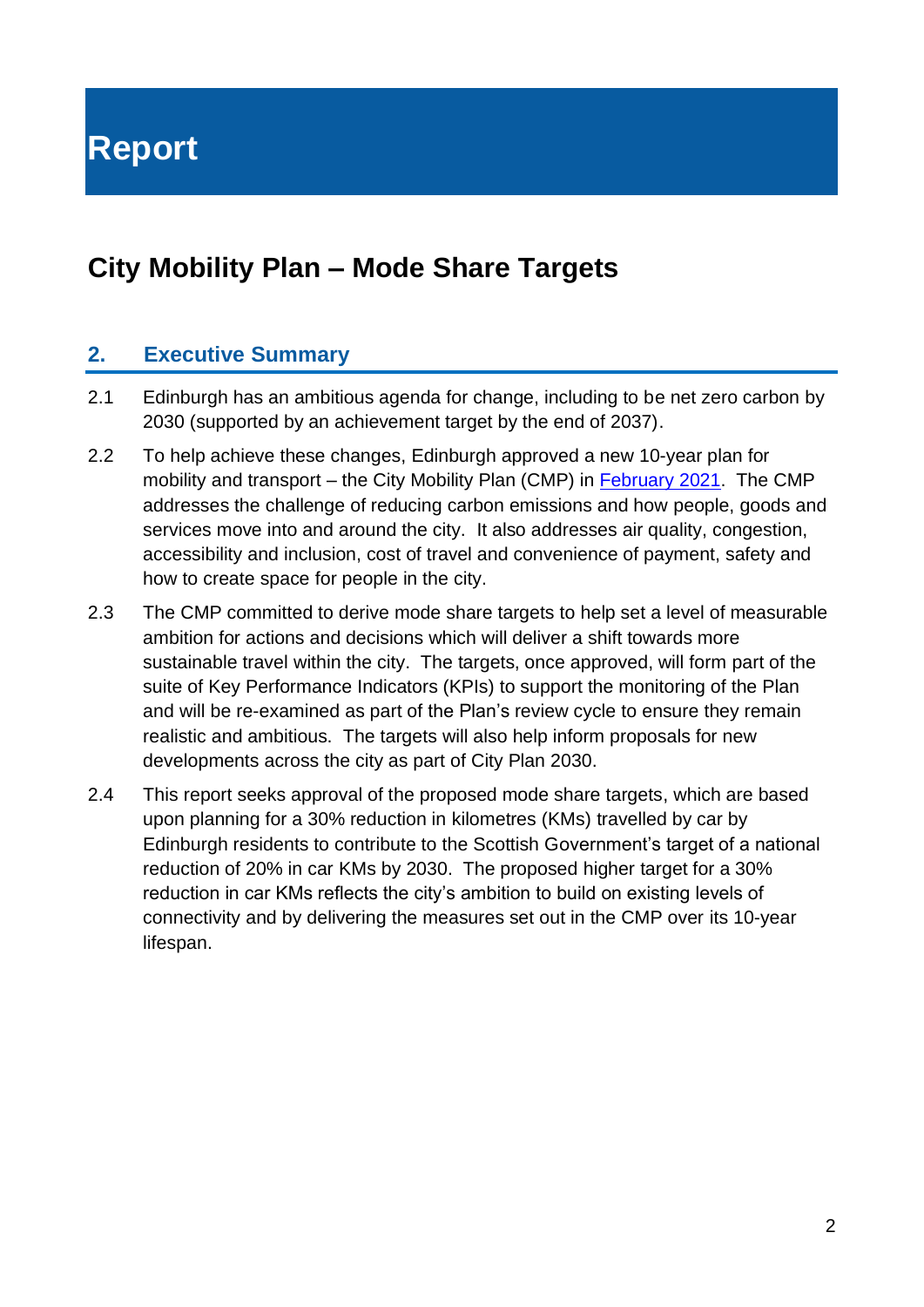# Report

## City Mobility Plan – Mode Share Targets

### 2. Executive Summary

2.1 Edinburgh has an ambitious agenda for change, including to be net zero carbon by 2030 (supported by an achievement target by the end of 2037).

2.2 To help achieve these changes, Edinburgh approved a new 10-year plan for mobility and transport – the City Mobility Plan (CMP) in February 2021. The CMP addresses the challenge of reducing carbon emissions and how people, goods and services move into and around the city. It also addresses air quality, congestion, accessibility and inclusion, cost of travel and convenience of payment, safety and how to create space for people in the city.

2.3 The CMP committed to derive mode share targets to help set a level of measurable ambition for actions and decisions which will deliver a shift towards more sustainable travel within the city. The targets, once approved, will form part of the suite of Key Performance Indicators (KPIs) to support the monitoring of the Plan and will be re-examined as part of the Plan's review cycle to ensure they remain realistic and ambitious. The targets will also help inform proposals for new developments across the city as part of City Plan 2030.

2.4 This report seeks approval of the proposed mode share targets, which are based upon planning for a 30% reduction in kilometres (KMs) travelled by car by Edinburgh residents to contribute to the Scottish Government's target of a national reduction of 20% in car KMs by 2030. The proposed higher target for a 30% reduction in car KMs reflects the city's ambition to build on existing levels of connectivity and by delivering the measures set out in the CMP over its 10-year lifespan.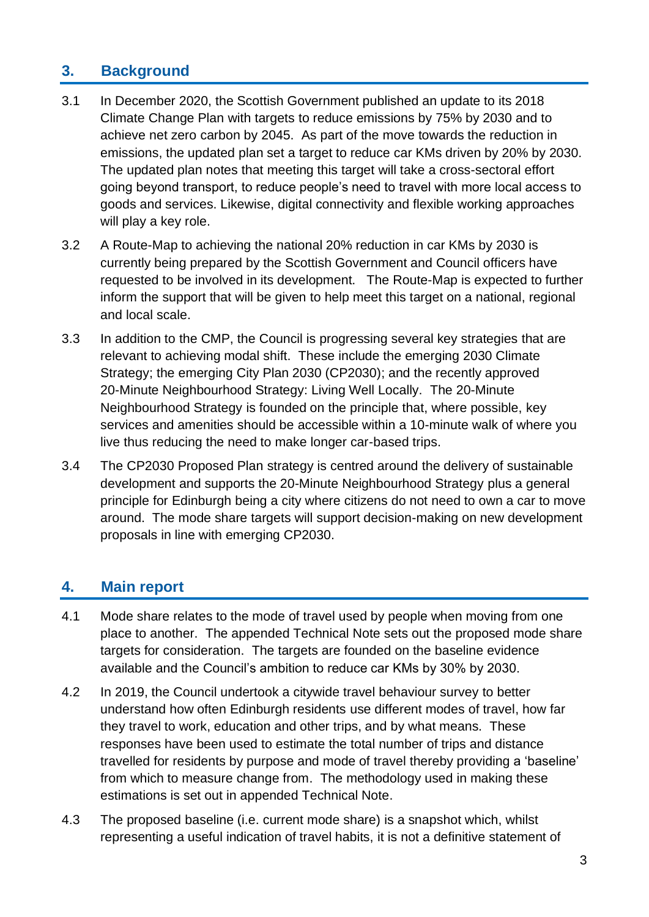## 3. Background

3.1 In December 2020, the Scottish Government published an update to its 2018 Climate Change Plan with targets to reduce emissions by 75% by 2030 and to achieve net zero carbon by 2045. As part of the move towards the reduction in emissions, the updated plan set a target to reduce car KMs driven by 20% by 2030. The updated plan notes that meeting this target will take a cross-sectoral effort going beyond transport, to reduce people's need to travel with more local access to goods and services. Likewise, digital connectivity and flexible working approaches will play a key role.

3.2 A Route-Map to achieving the national 20% reduction in car KMs by 2030 is currently being prepared by the Scottish Government and Council officers have requested to be involved in its development. The Route-Map is expected to further inform the support that will be given to help meet this target on a national, regional and local scale.

3.3 In addition to the CMP, the Council is progressing several key strategies that are relevant to achieving modal shift. These include the emerging 2030 Climate Strategy; the emerging City Plan 2030 (CP2030); and the recently approved 20-Minute Neighbourhood Strategy: Living Well Locally. The 20-Minute Neighbourhood Strategy is founded on the principle that, where possible, key services and amenities should be accessible within a 10-minute walk of where you live thus reducing the need to make longer car-based trips.

3.4 The CP2030 Proposed Plan strategy is centred around the delivery of sustainable development and supports the 20-Minute Neighbourhood Strategy plus a general principle for Edinburgh being a city where citizens do not need to own a car to move around. The mode share targets will support decision-making on new development proposals in line with emerging CP2030.

## 4. Main report

4.1 Mode share relates to the mode of travel used by people when moving from one place to another. The appended Technical Note sets out the proposed mode share targets for consideration. The targets are founded on the baseline evidence available and the Council's ambition to reduce car KMs by 30% by 2030.

4.2 In 2019, the Council undertook a citywide travel behaviour survey to better understand how often Edinburgh residents use different modes of travel, how far they travel to work, education and other trips, and by what means. These responses have been used to estimate the total number of trips and distance travelled for residents by purpose and mode of travel thereby providing a 'baseline' from which to measure change from. The methodology used in making these estimations is set out in appended Technical Note.

4.3 The proposed baseline (i.e. current mode share) is a snapshot which, whilst representing a useful indication of travel habits, it is not a definitive statement of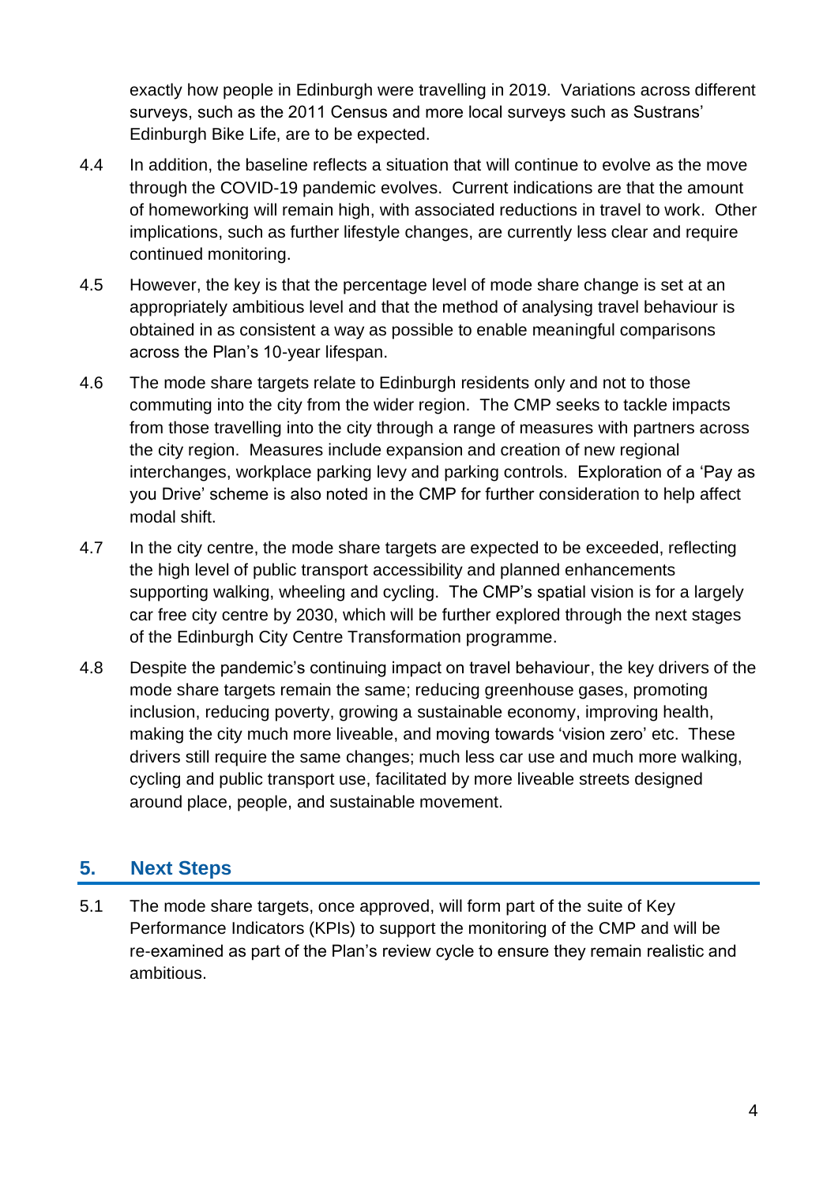exactly how people in Edinburgh were travelling in 2019. Variations across different surveys, such as the 2011 Census and more local surveys such as Sustrans' Edinburgh Bike Life, are to be expected.

4.4 In addition, the baseline reflects a situation that will continue to evolve as the move through the COVID-19 pandemic evolves. Current indications are that the amount of homeworking will remain high, with associated reductions in travel to work. Other implications, such as further lifestyle changes, are currently less clear and require continued monitoring.

4.5 However, the key is that the percentage level of mode share change is set at an appropriately ambitious level and that the method of analysing travel behaviour is obtained in as consistent a way as possible to enable meaningful comparisons across the Plan's 10-year lifespan.

4.6 The mode share targets relate to Edinburgh residents only and not to those commuting into the city from the wider region. The CMP seeks to tackle impacts from those travelling into the city through a range of measures with partners across the city region. Measures include expansion and creation of new regional interchanges, workplace parking levy and parking controls. Exploration of a 'Pay as you Drive' scheme is also noted in the CMP for further consideration to help affect modal shift.

4.7 In the city centre, the mode share targets are expected to be exceeded, reflecting the high level of public transport accessibility and planned enhancements supporting walking, wheeling and cycling. The CMP's spatial vision is for a largely car free city centre by 2030, which will be further explored through the next stages of the Edinburgh City Centre Transformation programme.

4.8 Despite the pandemic's continuing impact on travel behaviour, the key drivers of the mode share targets remain the same; reducing greenhouse gases, promoting inclusion, reducing poverty, growing a sustainable economy, improving health, making the city much more liveable, and moving towards 'vision zero' etc. These drivers still require the same changes; much less car use and much more walking, cycling and public transport use, facilitated by more liveable streets designed around place, people, and sustainable movement.

## 5. Next Steps

5.1 The mode share targets, once approved, will form part of the suite of Key Performance Indicators (KPIs) to support the monitoring of the CMP and will be re-examined as part of the Plan's review cycle to ensure they remain realistic and ambitious.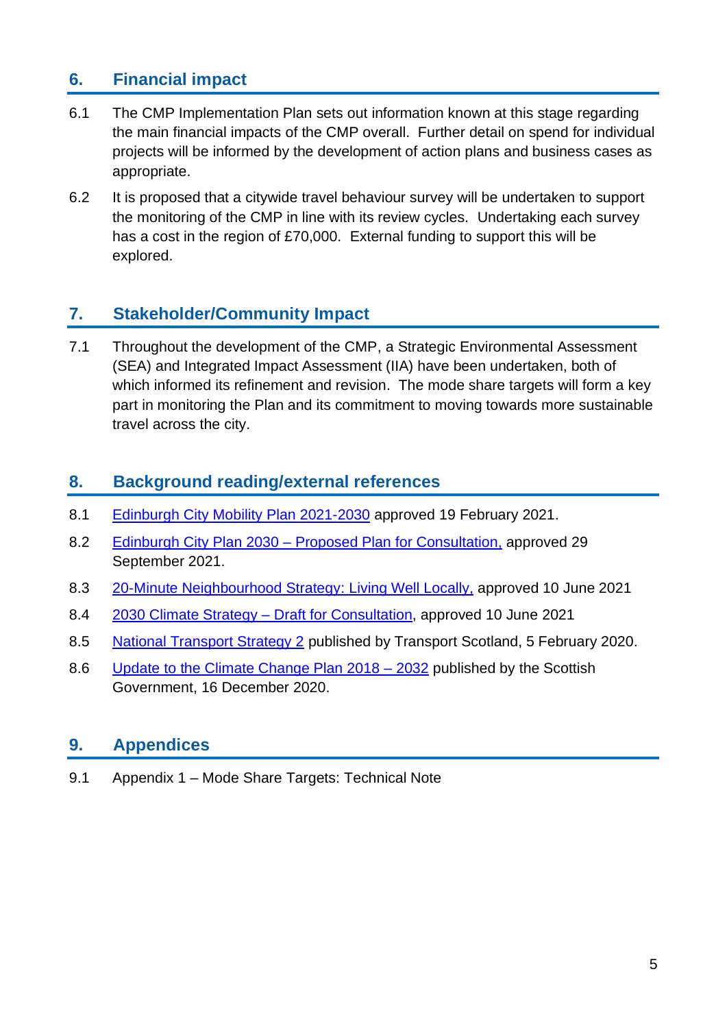## 6. Financial impact

6.1 The CMP Implementation Plan sets out information known at this stage regarding the main financial impacts of the CMP overall. Further detail on spend for individual projects will be informed by the development of action plans and business cases as appropriate.

6.2 It is proposed that a citywide travel behaviour survey will be undertaken to support the monitoring of the CMP in line with its review cycles. Undertaking each survey has a cost in the region of £70,000. External funding to support this will be explored.

## 7. Stakeholder/Community Impact

7.1 Throughout the development of the CMP, a Strategic Environmental Assessment (SEA) and Integrated Impact Assessment (IIA) have been undertaken, both of which informed its refinement and revision. The mode share targets will form a key part in monitoring the Plan and its commitment to moving towards more sustainable travel across the city.

## 8. Background reading/external references

8.1 Edinburgh City Mobility Plan 2021-2030 approved 19 February 2021.

8.2 Edinburgh City Plan 2030 – Proposed Plan for Consultation, approved 29 September 2021.

8.3 20-Minute Neighbourhood Strategy: Living Well Locally, approved 10 June 2021

8.4 2030 Climate Strategy – Draft for Consultation, approved 10 June 2021

8.5 National Transport Strategy 2 published by Transport Scotland, 5 February 2020.

8.6 Update to the Climate Change Plan 2018 – 2032 published by the Scottish Government, 16 December 2020.

## 9. Appendices

9.1 Appendix 1 – Mode Share Targets: Technical Note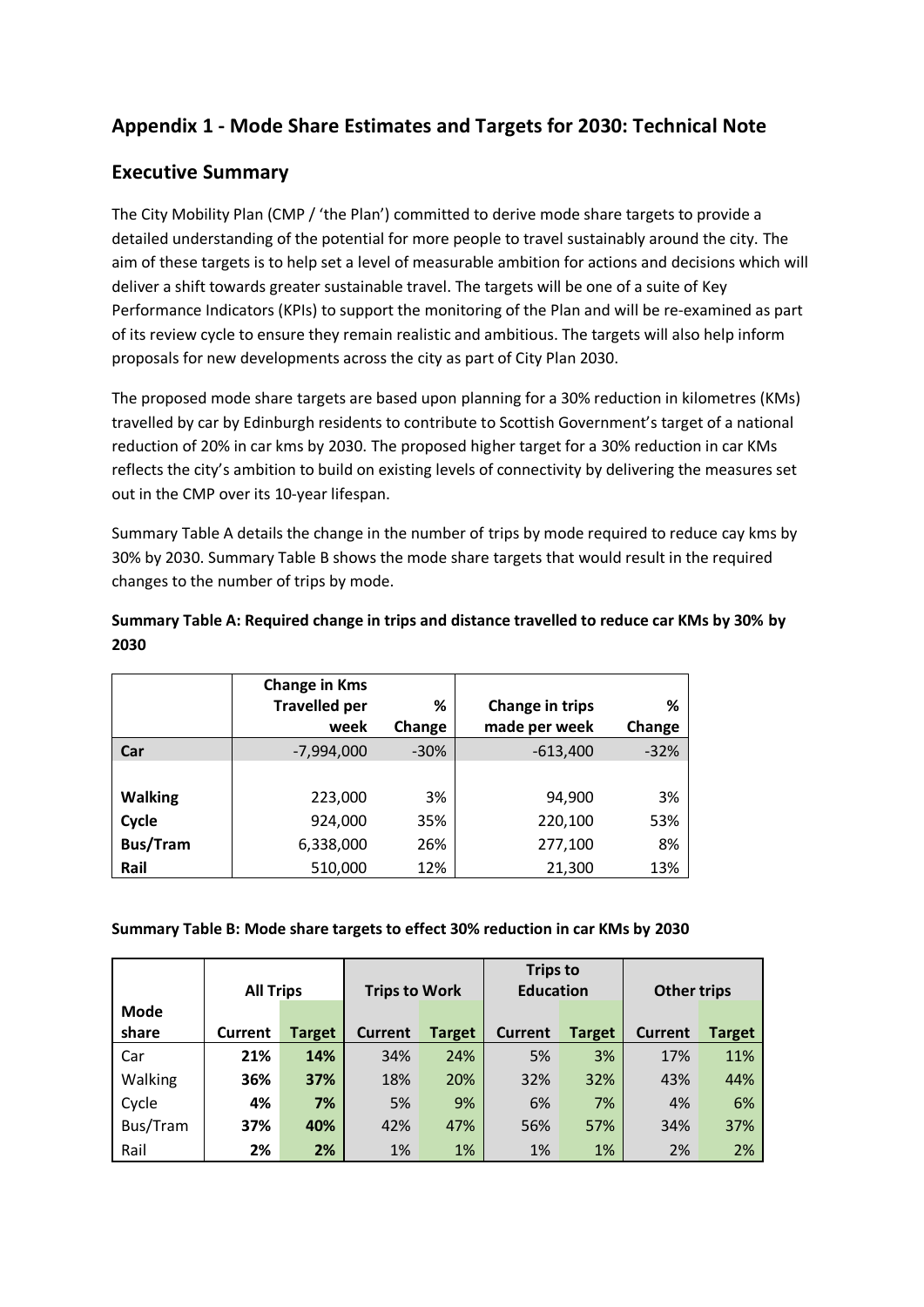## Appendix 1 - Mode Share Estimates and Targets for 2030: Technical Note

## Executive Summary

The City Mobility Plan (CMP / 'the Plan') committed to derive mode share targets to provide a detailed understanding of the potential for more people to travel sustainably around the city. The aim of these targets is to help set a level of measurable ambition for actions and decisions which will deliver a shift towards greater sustainable travel. The targets will be one of a suite of Key Performance Indicators (KPIs) to support the monitoring of the Plan and will be re-examined as part of its review cycle to ensure they remain realistic and ambitious. The targets will also help inform proposals for new developments across the city as part of City Plan 2030.

The proposed mode share targets are based upon planning for a 30% reduction in kilometres (KMs) travelled by car by Edinburgh residents to contribute to Scottish Government's target of a national reduction of 20% in car kms by 2030. The proposed higher target for a 30% reduction in car KMs reflects the city's ambition to build on existing levels of connectivity by delivering the measures set out in the CMP over its 10-year lifespan.

Summary Table A details the change in the number of trips by mode required to reduce cay kms by 30% by 2030. Summary Table B shows the mode share targets that would result in the required changes to the number of trips by mode.

**Summary Table A: Required change in trips and distance travelled to reduce car KMs by 30% by 2030**

| | Change in Kms Travelled per week | % Change | Change in trips made per week | % Change |
|---|---|---|---|---|
| **Car** | -7,994,000 | -30% | -613,400 | -32% |
| | | | | |
| **Walking** | 223,000 | 3% | 94,900 | 3% |
| **Cycle** | 924,000 | 35% | 220,100 | 53% |
| **Bus/Tram** | 6,338,000 | 26% | 277,100 | 8% |
| **Rail** | 510,000 | 12% | 21,300 | 13% |

**Summary Table B: Mode share targets to effect 30% reduction in car KMs by 2030**

| | All Trips | | Trips to Work | | Trips to Education | | Other trips | |
|---|---|---|---|---|---|---|---|---|
| **Mode share** | **Current** | **Target** | **Current** | **Target** | **Current** | **Target** | **Current** | **Target** |
| Car | **21%** | **14%** | 34% | 24% | 5% | 3% | 17% | 11% |
| Walking | **36%** | **37%** | 18% | 20% | 32% | 32% | 43% | 44% |
| Cycle | **4%** | **7%** | 5% | 9% | 6% | 7% | 4% | 6% |
| Bus/Tram | **37%** | **40%** | 42% | 47% | 56% | 57% | 34% | 37% |
| Rail | **2%** | **2%** | 1% | 1% | 1% | 1% | 2% | 2% |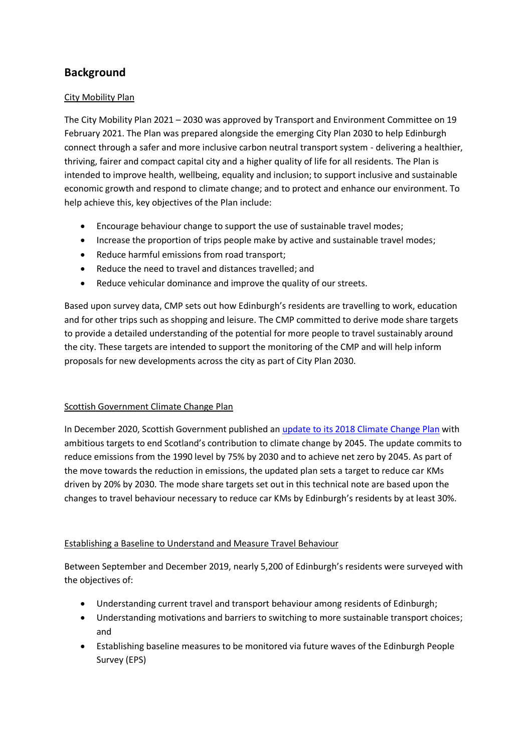## Background

City Mobility Plan

The City Mobility Plan 2021 – 2030 was approved by Transport and Environment Committee on 19 February 2021. The Plan was prepared alongside the emerging City Plan 2030 to help Edinburgh connect through a safer and more inclusive carbon neutral transport system - delivering a healthier, thriving, fairer and compact capital city and a higher quality of life for all residents. The Plan is intended to improve health, wellbeing, equality and inclusion; to support inclusive and sustainable economic growth and respond to climate change; and to protect and enhance our environment. To help achieve this, key objectives of the Plan include:

- Encourage behaviour change to support the use of sustainable travel modes;
- Increase the proportion of trips people make by active and sustainable travel modes;
- Reduce harmful emissions from road transport;
- Reduce the need to travel and distances travelled; and
- Reduce vehicular dominance and improve the quality of our streets.

Based upon survey data, CMP sets out how Edinburgh's residents are travelling to work, education and for other trips such as shopping and leisure. The CMP committed to derive mode share targets to provide a detailed understanding of the potential for more people to travel sustainably around the city. These targets are intended to support the monitoring of the CMP and will help inform proposals for new developments across the city as part of City Plan 2030.

Scottish Government Climate Change Plan

In December 2020, Scottish Government published an update to its 2018 Climate Change Plan with ambitious targets to end Scotland's contribution to climate change by 2045. The update commits to reduce emissions from the 1990 level by 75% by 2030 and to achieve net zero by 2045. As part of the move towards the reduction in emissions, the updated plan sets a target to reduce car KMs driven by 20% by 2030. The mode share targets set out in this technical note are based upon the changes to travel behaviour necessary to reduce car KMs by Edinburgh's residents by at least 30%.

Establishing a Baseline to Understand and Measure Travel Behaviour

Between September and December 2019, nearly 5,200 of Edinburgh's residents were surveyed with the objectives of:

- Understanding current travel and transport behaviour among residents of Edinburgh;
- Understanding motivations and barriers to switching to more sustainable transport choices; and
- Establishing baseline measures to be monitored via future waves of the Edinburgh People Survey (EPS)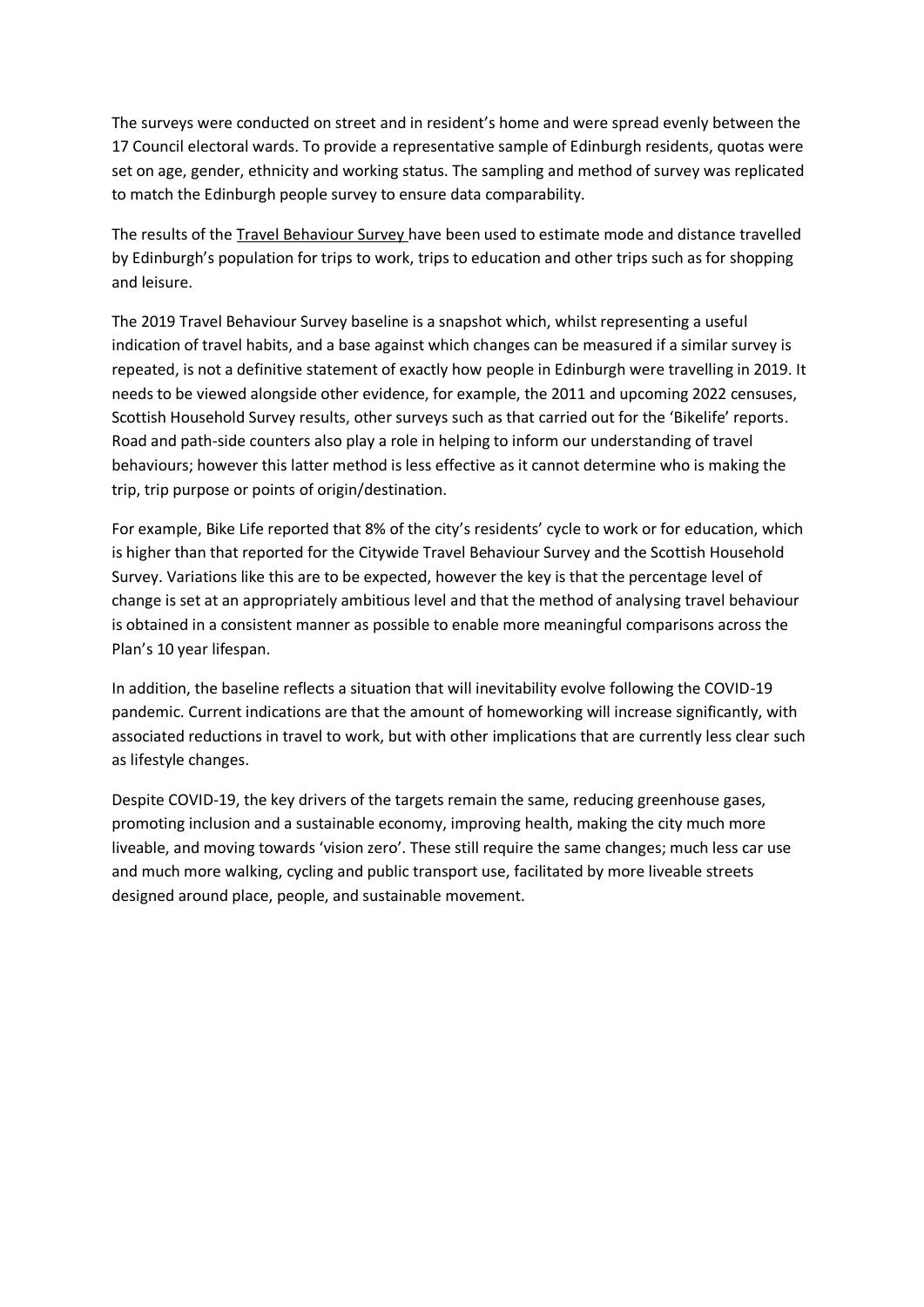The surveys were conducted on street and in resident's home and were spread evenly between the 17 Council electoral wards. To provide a representative sample of Edinburgh residents, quotas were set on age, gender, ethnicity and working status. The sampling and method of survey was replicated to match the Edinburgh people survey to ensure data comparability.

The results of the Travel Behaviour Survey have been used to estimate mode and distance travelled by Edinburgh's population for trips to work, trips to education and other trips such as for shopping and leisure.

The 2019 Travel Behaviour Survey baseline is a snapshot which, whilst representing a useful indication of travel habits, and a base against which changes can be measured if a similar survey is repeated, is not a definitive statement of exactly how people in Edinburgh were travelling in 2019. It needs to be viewed alongside other evidence, for example, the 2011 and upcoming 2022 censuses, Scottish Household Survey results, other surveys such as that carried out for the 'Bikelife' reports. Road and path-side counters also play a role in helping to inform our understanding of travel behaviours; however this latter method is less effective as it cannot determine who is making the trip, trip purpose or points of origin/destination.

For example, Bike Life reported that 8% of the city's residents' cycle to work or for education, which is higher than that reported for the Citywide Travel Behaviour Survey and the Scottish Household Survey. Variations like this are to be expected, however the key is that the percentage level of change is set at an appropriately ambitious level and that the method of analysing travel behaviour is obtained in a consistent manner as possible to enable more meaningful comparisons across the Plan's 10 year lifespan.

In addition, the baseline reflects a situation that will inevitability evolve following the COVID-19 pandemic. Current indications are that the amount of homeworking will increase significantly, with associated reductions in travel to work, but with other implications that are currently less clear such as lifestyle changes.

Despite COVID-19, the key drivers of the targets remain the same, reducing greenhouse gases, promoting inclusion and a sustainable economy, improving health, making the city much more liveable, and moving towards 'vision zero'. These still require the same changes; much less car use and much more walking, cycling and public transport use, facilitated by more liveable streets designed around place, people, and sustainable movement.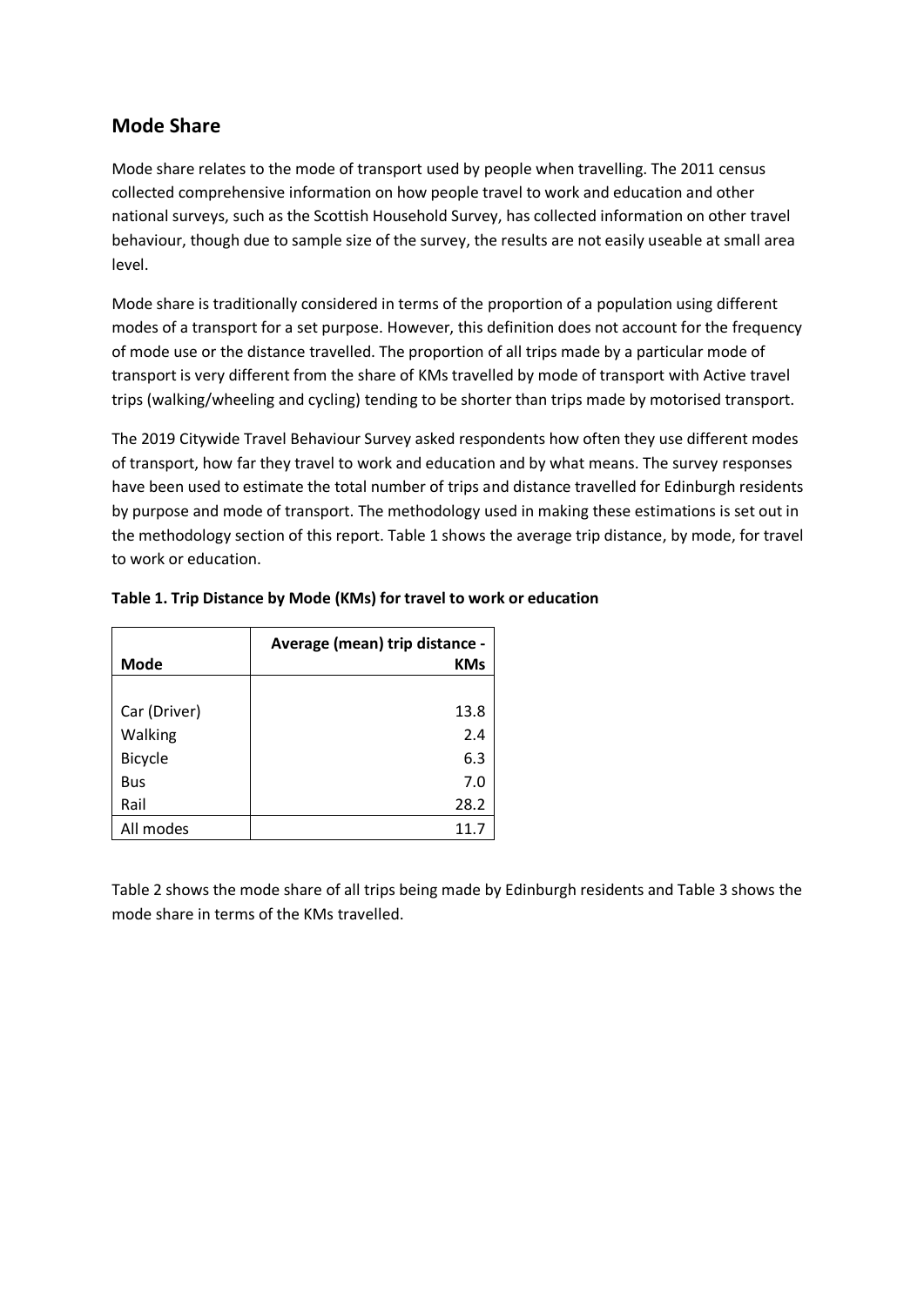## Mode Share

Mode share relates to the mode of transport used by people when travelling. The 2011 census collected comprehensive information on how people travel to work and education and other national surveys, such as the Scottish Household Survey, has collected information on other travel behaviour, though due to sample size of the survey, the results are not easily useable at small area level.

Mode share is traditionally considered in terms of the proportion of a population using different modes of a transport for a set purpose. However, this definition does not account for the frequency of mode use or the distance travelled. The proportion of all trips made by a particular mode of transport is very different from the share of KMs travelled by mode of transport with Active travel trips (walking/wheeling and cycling) tending to be shorter than trips made by motorised transport.

The 2019 Citywide Travel Behaviour Survey asked respondents how often they use different modes of transport, how far they travel to work and education and by what means. The survey responses have been used to estimate the total number of trips and distance travelled for Edinburgh residents by purpose and mode of transport. The methodology used in making these estimations is set out in the methodology section of this report. Table 1 shows the average trip distance, by mode, for travel to work or education.

**Table 1. Trip Distance by Mode (KMs) for travel to work or education**

| Mode | Average (mean) trip distance - KMs |
|---|---:|
| Car (Driver) | 13.8 |
| Walking | 2.4 |
| Bicycle | 6.3 |
| Bus | 7.0 |
| Rail | 28.2 |
| All modes | 11.7 |

Table 2 shows the mode share of all trips being made by Edinburgh residents and Table 3 shows the mode share in terms of the KMs travelled.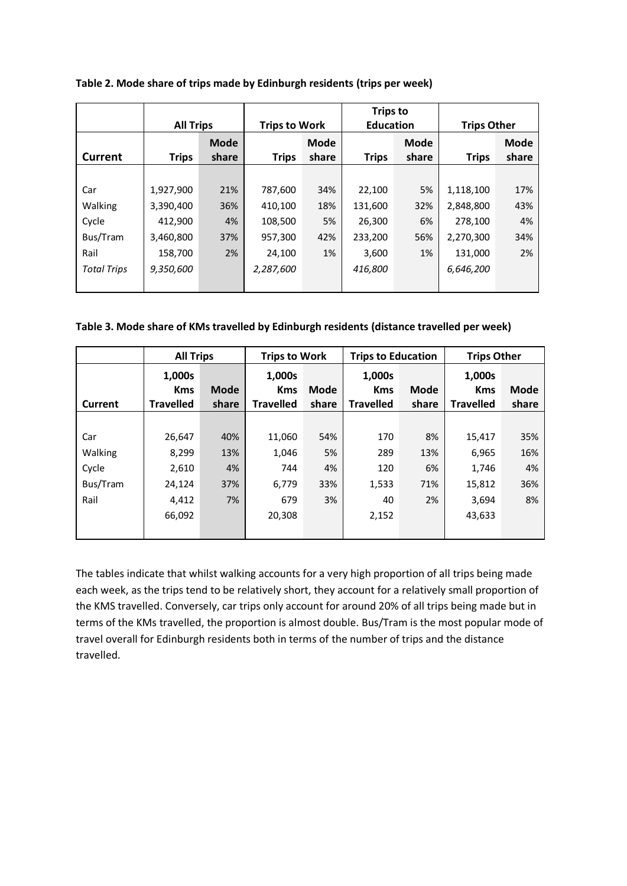**Table 2. Mode share of trips made by Edinburgh residents (trips per week)**

| | All Trips | | Trips to Work | | Trips to Education | | Trips Other | |
|---|---|---|---|---|---|---|---|---|
| **Current** | **Trips** | **Mode share** | **Trips** | **Mode share** | **Trips** | **Mode share** | **Trips** | **Mode share** |
| Car | 1,927,900 | 21% | 787,600 | 34% | 22,100 | 5% | 1,118,100 | 17% |
| Walking | 3,390,400 | 36% | 410,100 | 18% | 131,600 | 32% | 2,848,800 | 43% |
| Cycle | 412,900 | 4% | 108,500 | 5% | 26,300 | 6% | 278,100 | 4% |
| Bus/Tram | 3,460,800 | 37% | 957,300 | 42% | 233,200 | 56% | 2,270,300 | 34% |
| Rail | 158,700 | 2% | 24,100 | 1% | 3,600 | 1% | 131,000 | 2% |
| *Total Trips* | *9,350,600* | | *2,287,600* | | *416,800* | | *6,646,200* | |

**Table 3. Mode share of KMs travelled by Edinburgh residents (distance travelled per week)**

| | All Trips | | Trips to Work | | Trips to Education | | Trips Other | |
|---|---|---|---|---|---|---|---|---|
| **Current** | **1,000s Kms Travelled** | **Mode share** | **1,000s Kms Travelled** | **Mode share** | **1,000s Kms Travelled** | **Mode share** | **1,000s Kms Travelled** | **Mode share** |
| Car | 26,647 | 40% | 11,060 | 54% | 170 | 8% | 15,417 | 35% |
| Walking | 8,299 | 13% | 1,046 | 5% | 289 | 13% | 6,965 | 16% |
| Cycle | 2,610 | 4% | 744 | 4% | 120 | 6% | 1,746 | 4% |
| Bus/Tram | 24,124 | 37% | 6,779 | 33% | 1,533 | 71% | 15,812 | 36% |
| Rail | 4,412 | 7% | 679 | 3% | 40 | 2% | 3,694 | 8% |
| | 66,092 | | 20,308 | | 2,152 | | 43,633 | |

The tables indicate that whilst walking accounts for a very high proportion of all trips being made each week, as the trips tend to be relatively short, they account for a relatively small proportion of the KMS travelled. Conversely, car trips only account for around 20% of all trips being made but in terms of the KMs travelled, the proportion is almost double. Bus/Tram is the most popular mode of travel overall for Edinburgh residents both in terms of the number of trips and the distance travelled.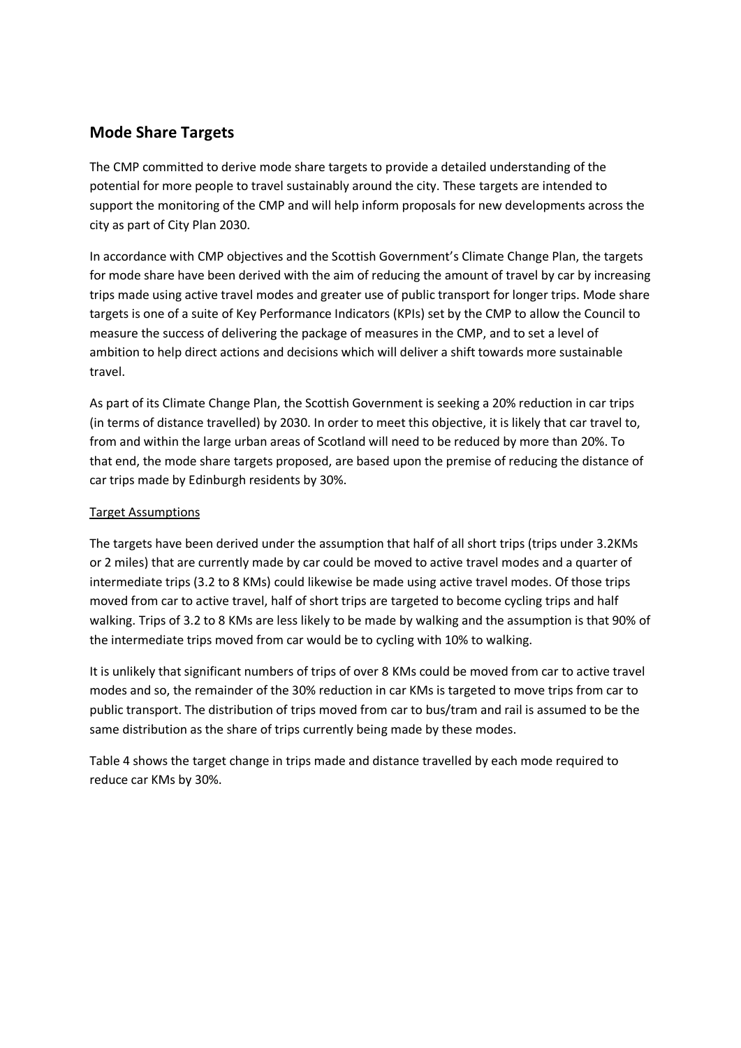## Mode Share Targets

The CMP committed to derive mode share targets to provide a detailed understanding of the potential for more people to travel sustainably around the city. These targets are intended to support the monitoring of the CMP and will help inform proposals for new developments across the city as part of City Plan 2030.

In accordance with CMP objectives and the Scottish Government's Climate Change Plan, the targets for mode share have been derived with the aim of reducing the amount of travel by car by increasing trips made using active travel modes and greater use of public transport for longer trips. Mode share targets is one of a suite of Key Performance Indicators (KPIs) set by the CMP to allow the Council to measure the success of delivering the package of measures in the CMP, and to set a level of ambition to help direct actions and decisions which will deliver a shift towards more sustainable travel.

As part of its Climate Change Plan, the Scottish Government is seeking a 20% reduction in car trips (in terms of distance travelled) by 2030. In order to meet this objective, it is likely that car travel to, from and within the large urban areas of Scotland will need to be reduced by more than 20%. To that end, the mode share targets proposed, are based upon the premise of reducing the distance of car trips made by Edinburgh residents by 30%.

Target Assumptions

The targets have been derived under the assumption that half of all short trips (trips under 3.2KMs or 2 miles) that are currently made by car could be moved to active travel modes and a quarter of intermediate trips (3.2 to 8 KMs) could likewise be made using active travel modes. Of those trips moved from car to active travel, half of short trips are targeted to become cycling trips and half walking. Trips of 3.2 to 8 KMs are less likely to be made by walking and the assumption is that 90% of the intermediate trips moved from car would be to cycling with 10% to walking.

It is unlikely that significant numbers of trips of over 8 KMs could be moved from car to active travel modes and so, the remainder of the 30% reduction in car KMs is targeted to move trips from car to public transport. The distribution of trips moved from car to bus/tram and rail is assumed to be the same distribution as the share of trips currently being made by these modes.

Table 4 shows the target change in trips made and distance travelled by each mode required to reduce car KMs by 30%.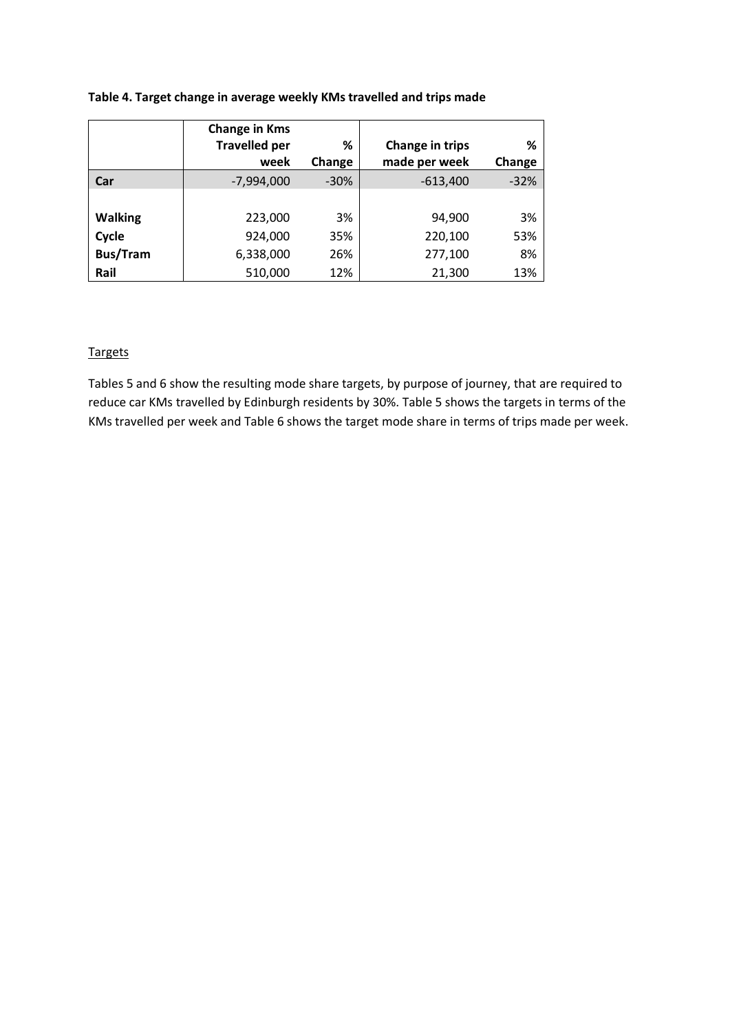**Table 4. Target change in average weekly KMs travelled and trips made**

| | Change in Kms Travelled per week | % Change | Change in trips made per week | % Change |
|---|---|---|---|---|
| **Car** | -7,994,000 | -30% | -613,400 | -32% |
| | | | | |
| **Walking** | 223,000 | 3% | 94,900 | 3% |
| **Cycle** | 924,000 | 35% | 220,100 | 53% |
| **Bus/Tram** | 6,338,000 | 26% | 277,100 | 8% |
| **Rail** | 510,000 | 12% | 21,300 | 13% |

Targets

Tables 5 and 6 show the resulting mode share targets, by purpose of journey, that are required to reduce car KMs travelled by Edinburgh residents by 30%. Table 5 shows the targets in terms of the KMs travelled per week and Table 6 shows the target mode share in terms of trips made per week.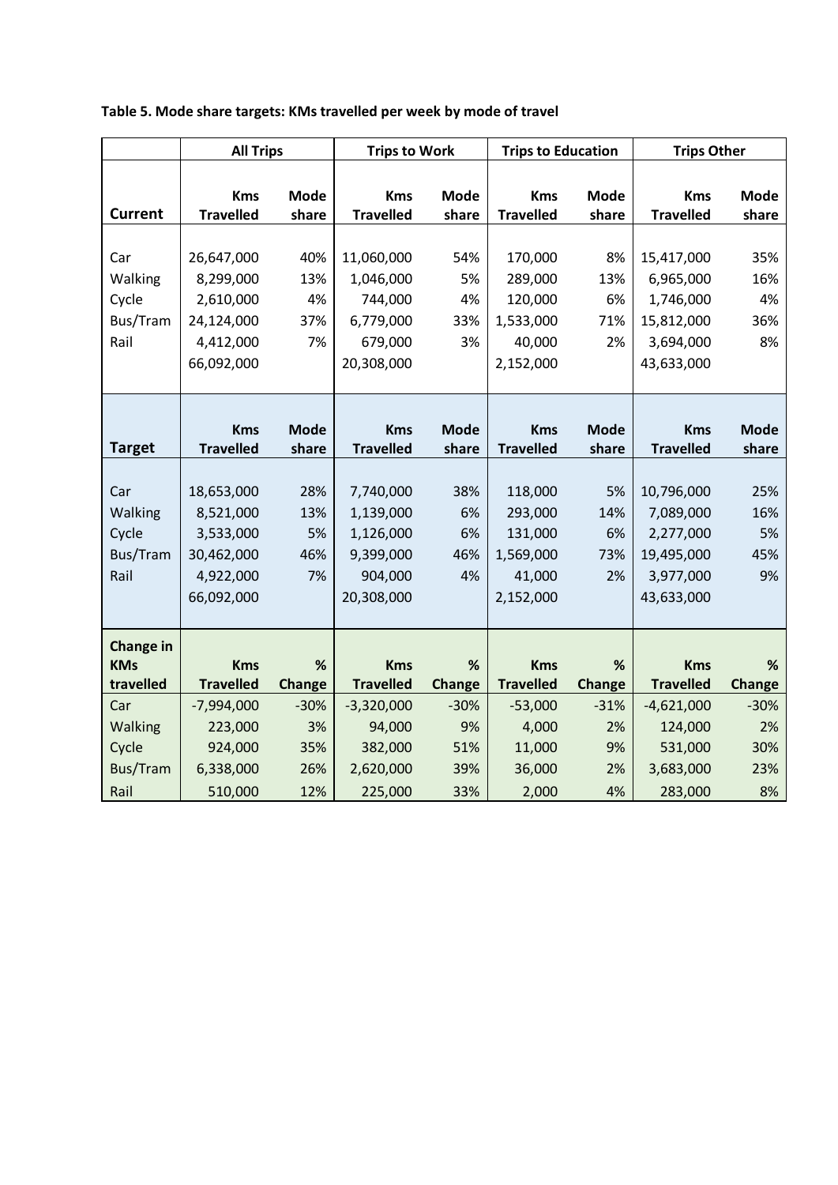**Table 5. Mode share targets: KMs travelled per week by mode of travel**

| | All Trips | | Trips to Work | | Trips to Education | | Trips Other | |
|---|---|---|---|---|---|---|---|---|
| **Current** | **Kms Travelled** | **Mode share** | **Kms Travelled** | **Mode share** | **Kms Travelled** | **Mode share** | **Kms Travelled** | **Mode share** |
| Car | 26,647,000 | 40% | 11,060,000 | 54% | 170,000 | 8% | 15,417,000 | 35% |
| Walking | 8,299,000 | 13% | 1,046,000 | 5% | 289,000 | 13% | 6,965,000 | 16% |
| Cycle | 2,610,000 | 4% | 744,000 | 4% | 120,000 | 6% | 1,746,000 | 4% |
| Bus/Tram | 24,124,000 | 37% | 6,779,000 | 33% | 1,533,000 | 71% | 15,812,000 | 36% |
| Rail | 4,412,000 | 7% | 679,000 | 3% | 40,000 | 2% | 3,694,000 | 8% |
| | 66,092,000 | | 20,308,000 | | 2,152,000 | | 43,633,000 | |
| **Target** | **Kms Travelled** | **Mode share** | **Kms Travelled** | **Mode share** | **Kms Travelled** | **Mode share** | **Kms Travelled** | **Mode share** |
| Car | 18,653,000 | 28% | 7,740,000 | 38% | 118,000 | 5% | 10,796,000 | 25% |
| Walking | 8,521,000 | 13% | 1,139,000 | 6% | 293,000 | 14% | 7,089,000 | 16% |
| Cycle | 3,533,000 | 5% | 1,126,000 | 6% | 131,000 | 6% | 2,277,000 | 5% |
| Bus/Tram | 30,462,000 | 46% | 9,399,000 | 46% | 1,569,000 | 73% | 19,495,000 | 45% |
| Rail | 4,922,000 | 7% | 904,000 | 4% | 41,000 | 2% | 3,977,000 | 9% |
| | 66,092,000 | | 20,308,000 | | 2,152,000 | | 43,633,000 | |
| **Change in KMs travelled** | **Kms Travelled** | **% Change** | **Kms Travelled** | **% Change** | **Kms Travelled** | **% Change** | **Kms Travelled** | **% Change** |
| Car | -7,994,000 | -30% | -3,320,000 | -30% | -53,000 | -31% | -4,621,000 | -30% |
| Walking | 223,000 | 3% | 94,000 | 9% | 4,000 | 2% | 124,000 | 2% |
| Cycle | 924,000 | 35% | 382,000 | 51% | 11,000 | 9% | 531,000 | 30% |
| Bus/Tram | 6,338,000 | 26% | 2,620,000 | 39% | 36,000 | 2% | 3,683,000 | 23% |
| Rail | 510,000 | 12% | 225,000 | 33% | 2,000 | 4% | 283,000 | 8% |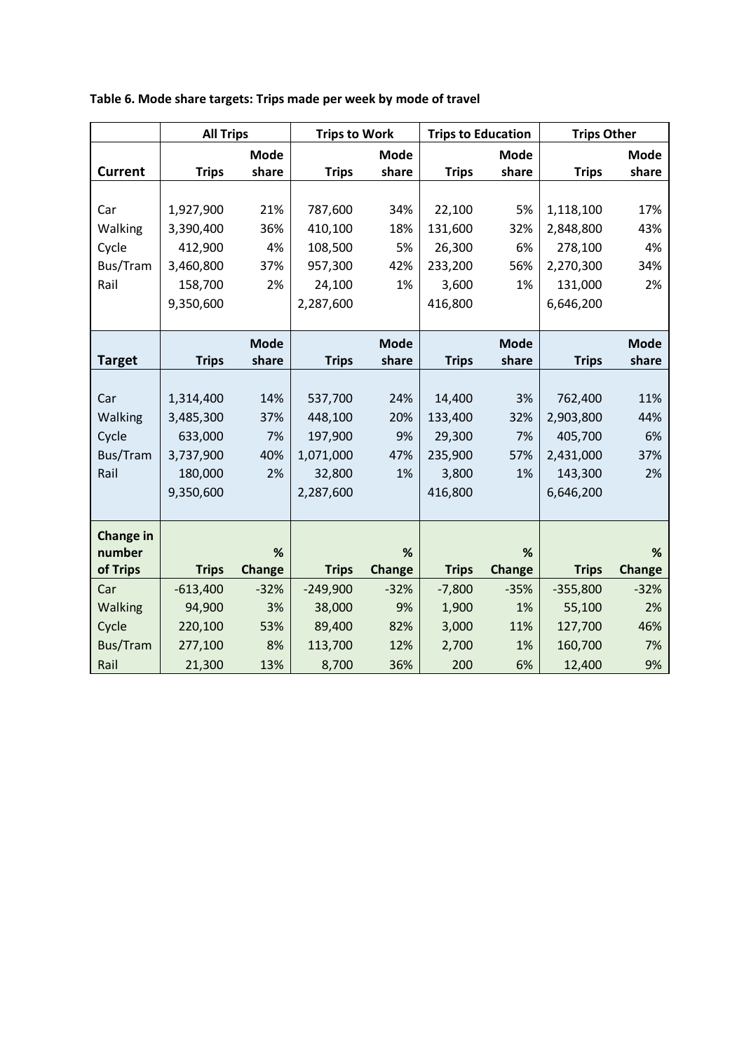**Table 6. Mode share targets: Trips made per week by mode of travel**

| | All Trips | | Trips to Work | | Trips to Education | | Trips Other | |
|---|---|---|---|---|---|---|---|---|
| **Current** | **Trips** | **Mode share** | **Trips** | **Mode share** | **Trips** | **Mode share** | **Trips** | **Mode share** |
| Car | 1,927,900 | 21% | 787,600 | 34% | 22,100 | 5% | 1,118,100 | 17% |
| Walking | 3,390,400 | 36% | 410,100 | 18% | 131,600 | 32% | 2,848,800 | 43% |
| Cycle | 412,900 | 4% | 108,500 | 5% | 26,300 | 6% | 278,100 | 4% |
| Bus/Tram | 3,460,800 | 37% | 957,300 | 42% | 233,200 | 56% | 2,270,300 | 34% |
| Rail | 158,700 | 2% | 24,100 | 1% | 3,600 | 1% | 131,000 | 2% |
| | 9,350,600 | | 2,287,600 | | 416,800 | | 6,646,200 | |
| **Target** | **Trips** | **Mode share** | **Trips** | **Mode share** | **Trips** | **Mode share** | **Trips** | **Mode share** |
| Car | 1,314,400 | 14% | 537,700 | 24% | 14,400 | 3% | 762,400 | 11% |
| Walking | 3,485,300 | 37% | 448,100 | 20% | 133,400 | 32% | 2,903,800 | 44% |
| Cycle | 633,000 | 7% | 197,900 | 9% | 29,300 | 7% | 405,700 | 6% |
| Bus/Tram | 3,737,900 | 40% | 1,071,000 | 47% | 235,900 | 57% | 2,431,000 | 37% |
| Rail | 180,000 | 2% | 32,800 | 1% | 3,800 | 1% | 143,300 | 2% |
| | 9,350,600 | | 2,287,600 | | 416,800 | | 6,646,200 | |
| **Change in number of Trips** | **Trips** | **% Change** | **Trips** | **% Change** | **Trips** | **% Change** | **Trips** | **% Change** |
| Car | -613,400 | -32% | -249,900 | -32% | -7,800 | -35% | -355,800 | -32% |
| Walking | 94,900 | 3% | 38,000 | 9% | 1,900 | 1% | 55,100 | 2% |
| Cycle | 220,100 | 53% | 89,400 | 82% | 3,000 | 11% | 127,700 | 46% |
| Bus/Tram | 277,100 | 8% | 113,700 | 12% | 2,700 | 1% | 160,700 | 7% |
| Rail | 21,300 | 13% | 8,700 | 36% | 200 | 6% | 12,400 | 9% |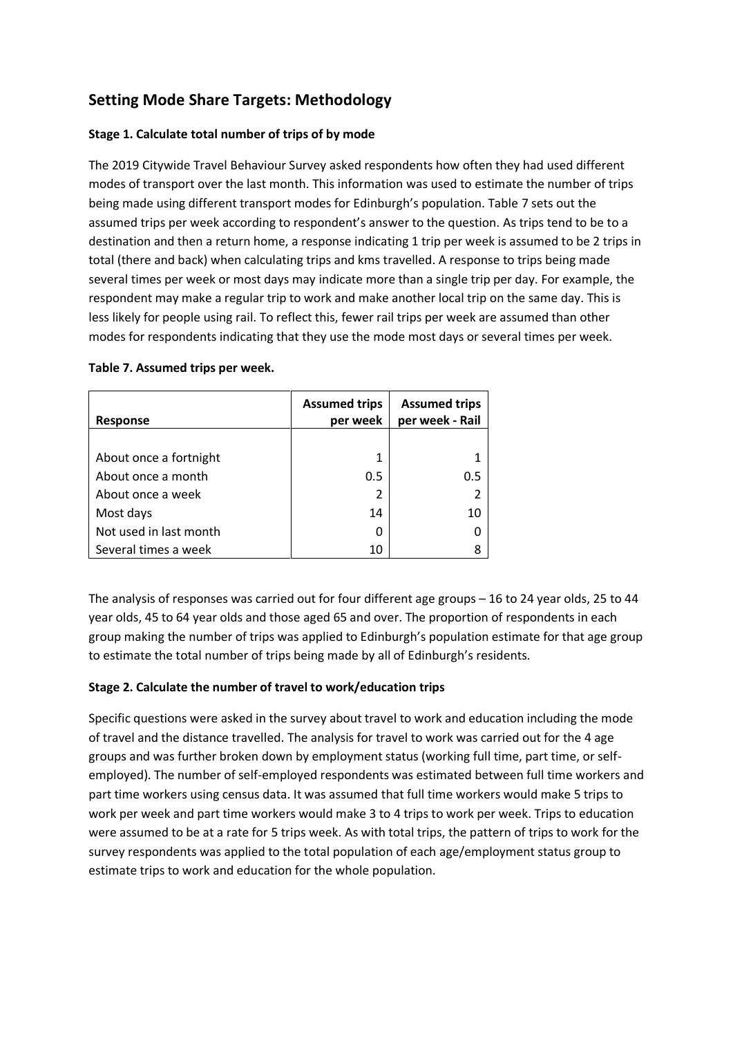## Setting Mode Share Targets: Methodology

### Stage 1. Calculate total number of trips of by mode

The 2019 Citywide Travel Behaviour Survey asked respondents how often they had used different modes of transport over the last month. This information was used to estimate the number of trips being made using different transport modes for Edinburgh's population. Table 7 sets out the assumed trips per week according to respondent's answer to the question. As trips tend to be to a destination and then a return home, a response indicating 1 trip per week is assumed to be 2 trips in total (there and back) when calculating trips and kms travelled. A response to trips being made several times per week or most days may indicate more than a single trip per day. For example, the respondent may make a regular trip to work and make another local trip on the same day. This is less likely for people using rail. To reflect this, fewer rail trips per week are assumed than other modes for respondents indicating that they use the mode most days or several times per week.

**Table 7. Assumed trips per week.**

| Response | Assumed trips per week | Assumed trips per week - Rail |
|---|---|---|
| About once a fortnight | 1 | 1 |
| About once a month | 0.5 | 0.5 |
| About once a week | 2 | 2 |
| Most days | 14 | 10 |
| Not used in last month | 0 | 0 |
| Several times a week | 10 | 8 |

The analysis of responses was carried out for four different age groups – 16 to 24 year olds, 25 to 44 year olds, 45 to 64 year olds and those aged 65 and over. The proportion of respondents in each group making the number of trips was applied to Edinburgh's population estimate for that age group to estimate the total number of trips being made by all of Edinburgh's residents.

### Stage 2. Calculate the number of travel to work/education trips

Specific questions were asked in the survey about travel to work and education including the mode of travel and the distance travelled. The analysis for travel to work was carried out for the 4 age groups and was further broken down by employment status (working full time, part time, or self-employed). The number of self-employed respondents was estimated between full time workers and part time workers using census data. It was assumed that full time workers would make 5 trips to work per week and part time workers would make 3 to 4 trips to work per week. Trips to education were assumed to be at a rate for 5 trips week. As with total trips, the pattern of trips to work for the survey respondents was applied to the total population of each age/employment status group to estimate trips to work and education for the whole population.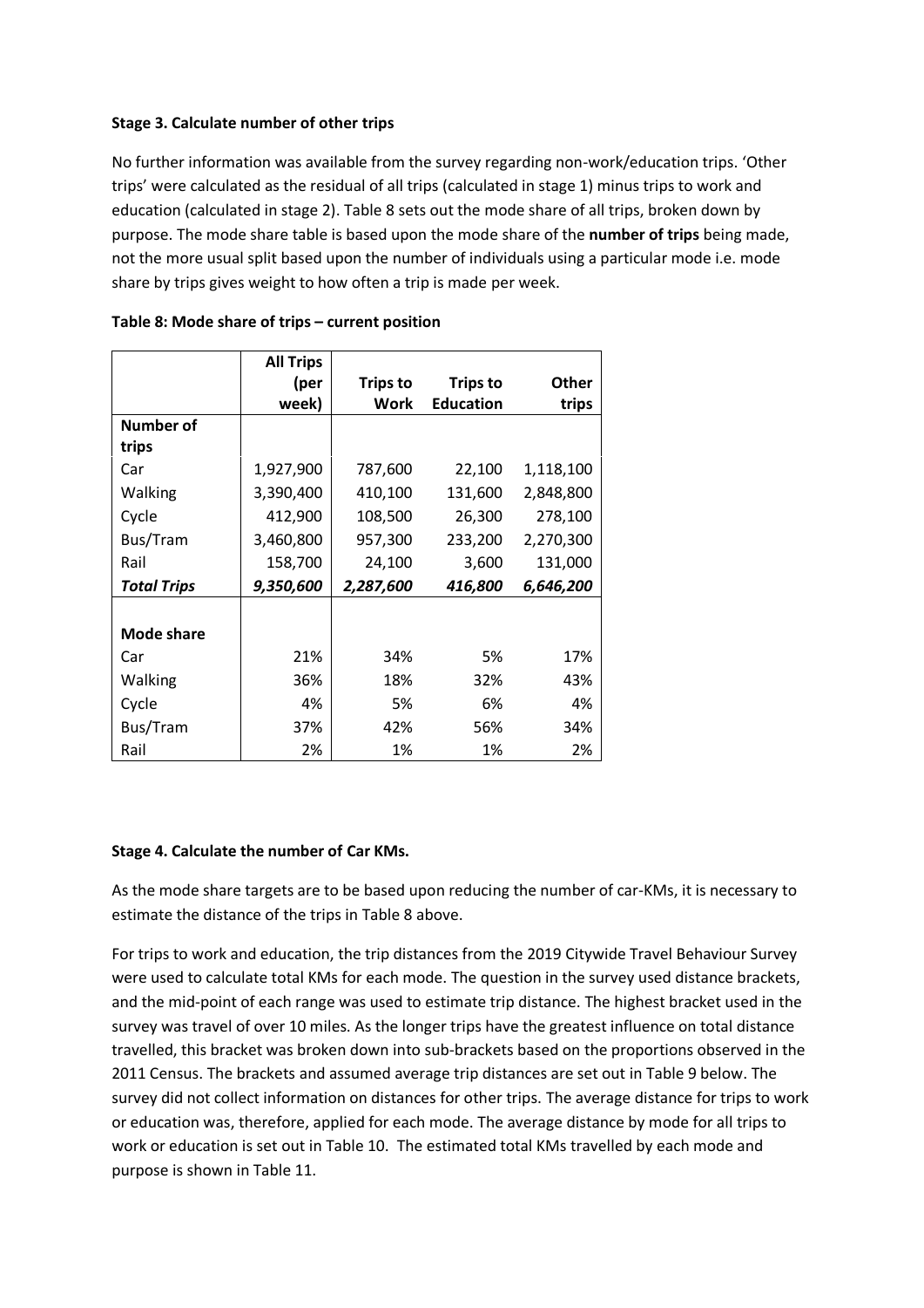**Stage 3. Calculate number of other trips**

No further information was available from the survey regarding non-work/education trips. 'Other trips' were calculated as the residual of all trips (calculated in stage 1) minus trips to work and education (calculated in stage 2). Table 8 sets out the mode share of all trips, broken down by purpose. The mode share table is based upon the mode share of the **number of trips** being made, not the more usual split based upon the number of individuals using a particular mode i.e. mode share by trips gives weight to how often a trip is made per week.

**Table 8: Mode share of trips – current position**

| | All Trips (per week) | Trips to Work | Trips to Education | Other trips |
|---|---|---|---|---|
| **Number of trips** | | | | |
| Car | 1,927,900 | 787,600 | 22,100 | 1,118,100 |
| Walking | 3,390,400 | 410,100 | 131,600 | 2,848,800 |
| Cycle | 412,900 | 108,500 | 26,300 | 278,100 |
| Bus/Tram | 3,460,800 | 957,300 | 233,200 | 2,270,300 |
| Rail | 158,700 | 24,100 | 3,600 | 131,000 |
| ***Total Trips*** | ***9,350,600*** | ***2,287,600*** | ***416,800*** | ***6,646,200*** |
| | | | | |
| **Mode share** | | | | |
| Car | 21% | 34% | 5% | 17% |
| Walking | 36% | 18% | 32% | 43% |
| Cycle | 4% | 5% | 6% | 4% |
| Bus/Tram | 37% | 42% | 56% | 34% |
| Rail | 2% | 1% | 1% | 2% |

**Stage 4. Calculate the number of Car KMs.**

As the mode share targets are to be based upon reducing the number of car-KMs, it is necessary to estimate the distance of the trips in Table 8 above.

For trips to work and education, the trip distances from the 2019 Citywide Travel Behaviour Survey were used to calculate total KMs for each mode. The question in the survey used distance brackets, and the mid-point of each range was used to estimate trip distance. The highest bracket used in the survey was travel of over 10 miles. As the longer trips have the greatest influence on total distance travelled, this bracket was broken down into sub-brackets based on the proportions observed in the 2011 Census. The brackets and assumed average trip distances are set out in Table 9 below. The survey did not collect information on distances for other trips. The average distance for trips to work or education was, therefore, applied for each mode. The average distance by mode for all trips to work or education is set out in Table 10. The estimated total KMs travelled by each mode and purpose is shown in Table 11.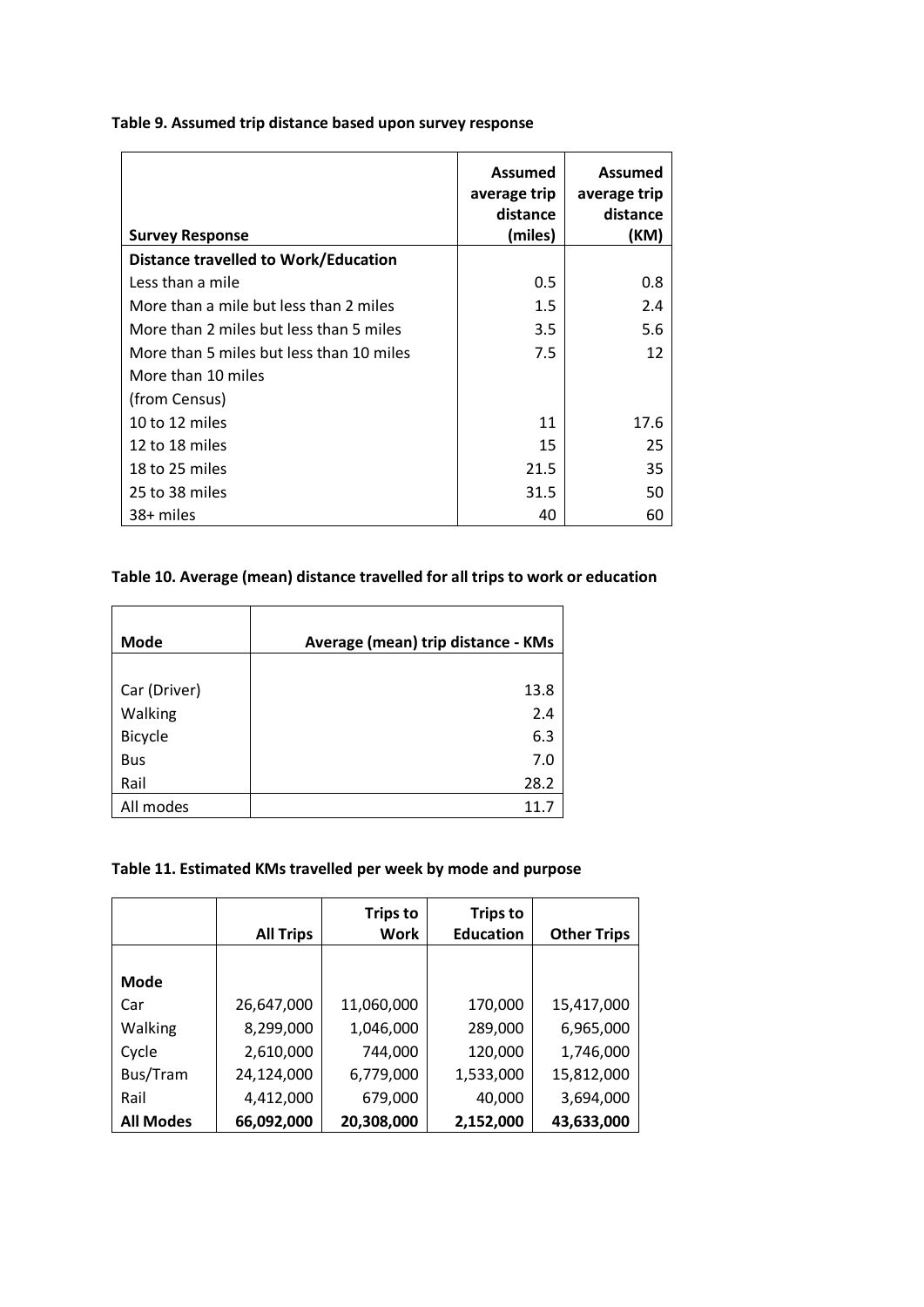**Table 9. Assumed trip distance based upon survey response**

| Survey Response | Assumed average trip distance (miles) | Assumed average trip distance (KM) |
|---|---|---|
| **Distance travelled to Work/Education** | | |
| Less than a mile | 0.5 | 0.8 |
| More than a mile but less than 2 miles | 1.5 | 2.4 |
| More than 2 miles but less than 5 miles | 3.5 | 5.6 |
| More than 5 miles but less than 10 miles | 7.5 | 12 |
| More than 10 miles | | |
| (from Census) | | |
| 10 to 12 miles | 11 | 17.6 |
| 12 to 18 miles | 15 | 25 |
| 18 to 25 miles | 21.5 | 35 |
| 25 to 38 miles | 31.5 | 50 |
| 38+ miles | 40 | 60 |

**Table 10. Average (mean) distance travelled for all trips to work or education**

| Mode | Average (mean) trip distance - KMs |
|---|---|
| Car (Driver) | 13.8 |
| Walking | 2.4 |
| Bicycle | 6.3 |
| Bus | 7.0 |
| Rail | 28.2 |
| All modes | 11.7 |

**Table 11. Estimated KMs travelled per week by mode and purpose**

| | All Trips | Trips to Work | Trips to Education | Other Trips |
|---|---|---|---|---|
| **Mode** | | | | |
| Car | 26,647,000 | 11,060,000 | 170,000 | 15,417,000 |
| Walking | 8,299,000 | 1,046,000 | 289,000 | 6,965,000 |
| Cycle | 2,610,000 | 744,000 | 120,000 | 1,746,000 |
| Bus/Tram | 24,124,000 | 6,779,000 | 1,533,000 | 15,812,000 |
| Rail | 4,412,000 | 679,000 | 40,000 | 3,694,000 |
| **All Modes** | **66,092,000** | **20,308,000** | **2,152,000** | **43,633,000** |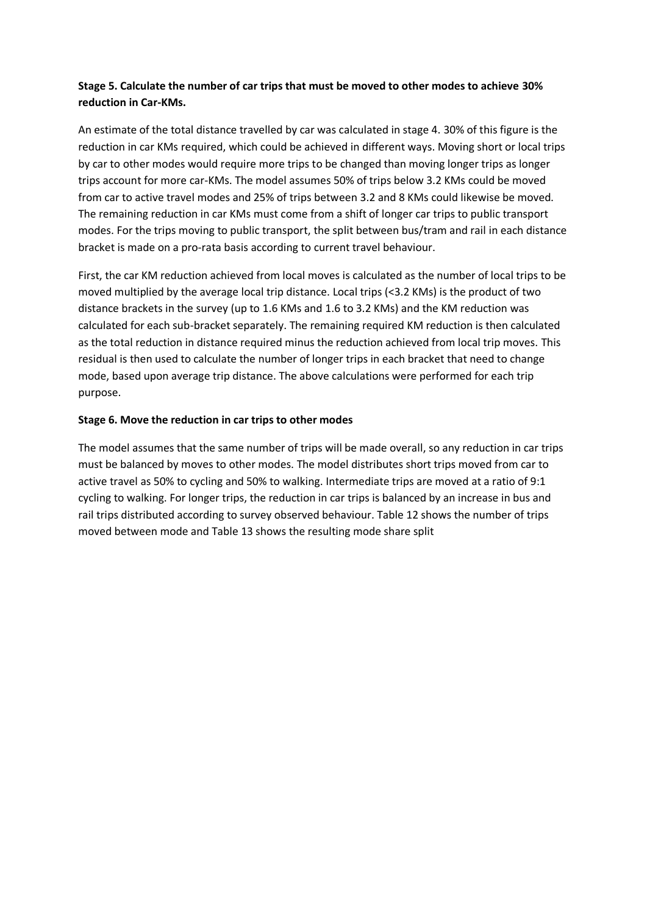**Stage 5. Calculate the number of car trips that must be moved to other modes to achieve 30% reduction in Car-KMs.**

An estimate of the total distance travelled by car was calculated in stage 4. 30% of this figure is the reduction in car KMs required, which could be achieved in different ways. Moving short or local trips by car to other modes would require more trips to be changed than moving longer trips as longer trips account for more car-KMs. The model assumes 50% of trips below 3.2 KMs could be moved from car to active travel modes and 25% of trips between 3.2 and 8 KMs could likewise be moved. The remaining reduction in car KMs must come from a shift of longer car trips to public transport modes. For the trips moving to public transport, the split between bus/tram and rail in each distance bracket is made on a pro-rata basis according to current travel behaviour.

First, the car KM reduction achieved from local moves is calculated as the number of local trips to be moved multiplied by the average local trip distance. Local trips (<3.2 KMs) is the product of two distance brackets in the survey (up to 1.6 KMs and 1.6 to 3.2 KMs) and the KM reduction was calculated for each sub-bracket separately. The remaining required KM reduction is then calculated as the total reduction in distance required minus the reduction achieved from local trip moves. This residual is then used to calculate the number of longer trips in each bracket that need to change mode, based upon average trip distance. The above calculations were performed for each trip purpose.

**Stage 6. Move the reduction in car trips to other modes**

The model assumes that the same number of trips will be made overall, so any reduction in car trips must be balanced by moves to other modes. The model distributes short trips moved from car to active travel as 50% to cycling and 50% to walking. Intermediate trips are moved at a ratio of 9:1 cycling to walking. For longer trips, the reduction in car trips is balanced by an increase in bus and rail trips distributed according to survey observed behaviour. Table 12 shows the number of trips moved between mode and Table 13 shows the resulting mode share split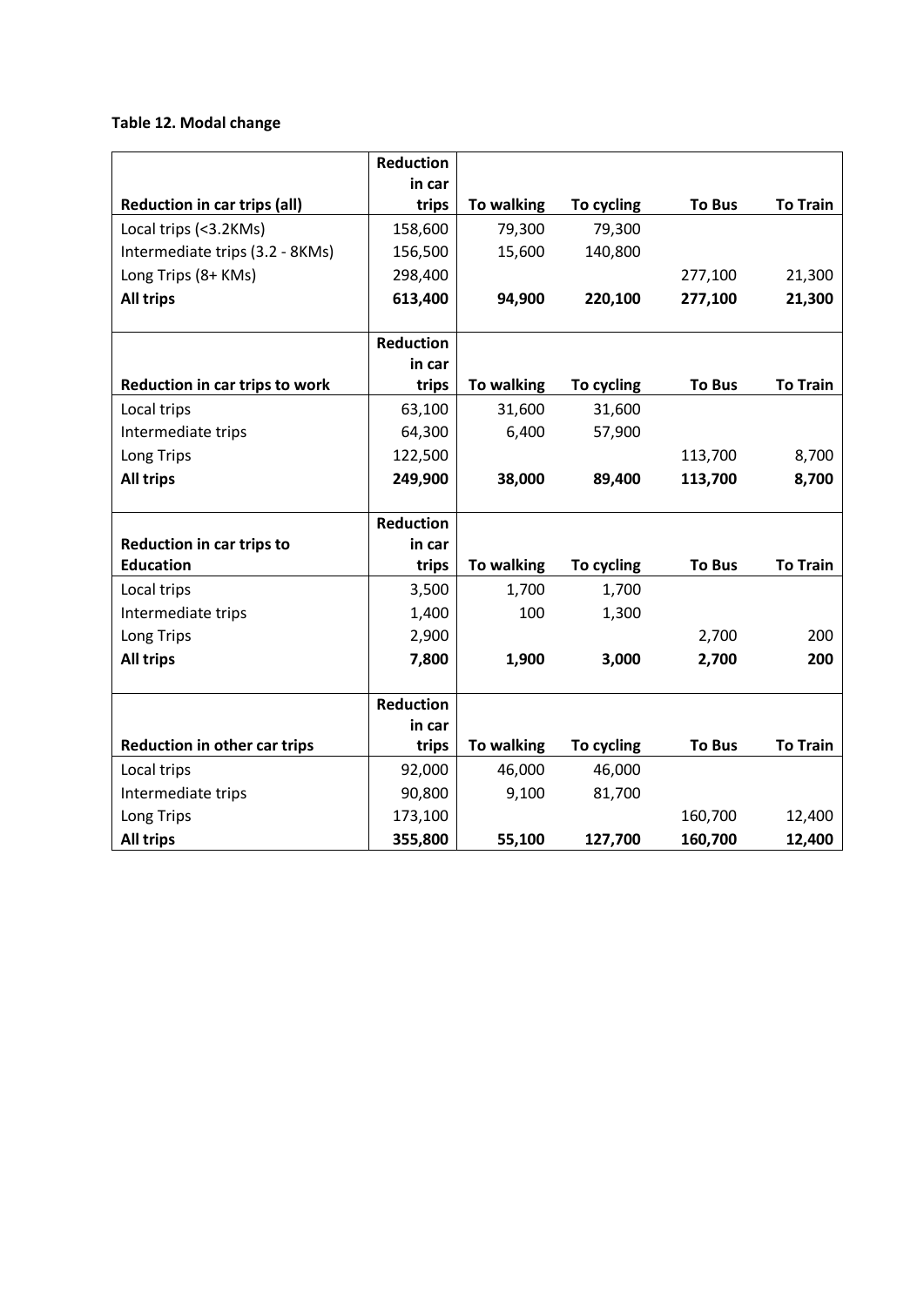**Table 12. Modal change**

| Reduction in car trips (all) | Reduction in car trips | To walking | To cycling | To Bus | To Train |
|---|---|---|---|---|---|
| Local trips (<3.2KMs) | 158,600 | 79,300 | 79,300 | | |
| Intermediate trips (3.2 - 8KMs) | 156,500 | 15,600 | 140,800 | | |
| Long Trips (8+ KMs) | 298,400 | | | 277,100 | 21,300 |
| **All trips** | **613,400** | **94,900** | **220,100** | **277,100** | **21,300** |
| **Reduction in car trips to work** | **Reduction in car trips** | **To walking** | **To cycling** | **To Bus** | **To Train** |
| Local trips | 63,100 | 31,600 | 31,600 | | |
| Intermediate trips | 64,300 | 6,400 | 57,900 | | |
| Long Trips | 122,500 | | | 113,700 | 8,700 |
| **All trips** | **249,900** | **38,000** | **89,400** | **113,700** | **8,700** |
| **Reduction in car trips to Education** | **Reduction in car trips** | **To walking** | **To cycling** | **To Bus** | **To Train** |
| Local trips | 3,500 | 1,700 | 1,700 | | |
| Intermediate trips | 1,400 | 100 | 1,300 | | |
| Long Trips | 2,900 | | | 2,700 | 200 |
| **All trips** | **7,800** | **1,900** | **3,000** | **2,700** | **200** |
| **Reduction in other car trips** | **Reduction in car trips** | **To walking** | **To cycling** | **To Bus** | **To Train** |
| Local trips | 92,000 | 46,000 | 46,000 | | |
| Intermediate trips | 90,800 | 9,100 | 81,700 | | |
| Long Trips | 173,100 | | | 160,700 | 12,400 |
| **All trips** | **355,800** | **55,100** | **127,700** | **160,700** | **12,400** |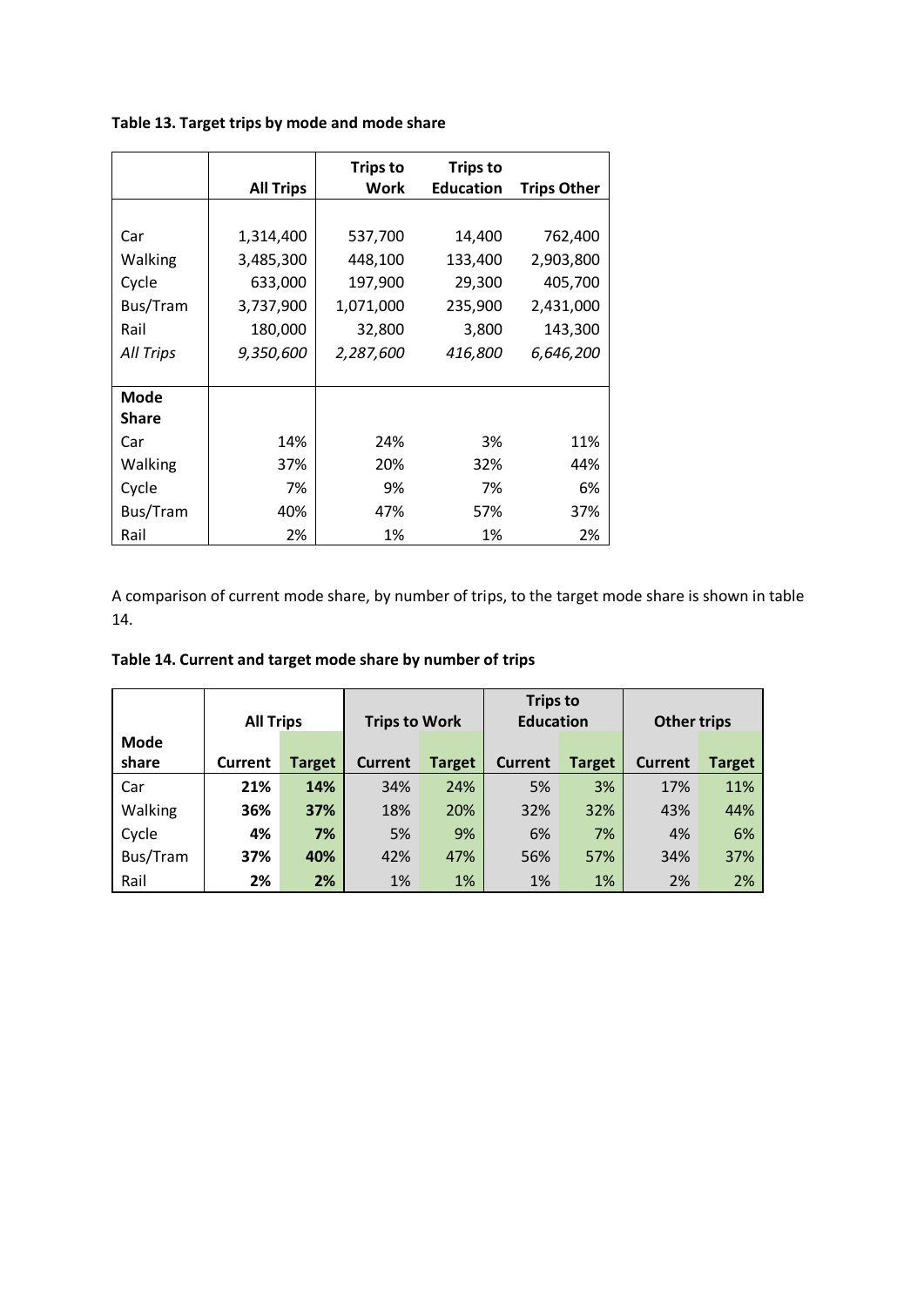**Table 13. Target trips by mode and mode share**

| | All Trips | Trips to Work | Trips to Education | Trips Other |
|---|---|---|---|---|
| Car | 1,314,400 | 537,700 | 14,400 | 762,400 |
| Walking | 3,485,300 | 448,100 | 133,400 | 2,903,800 |
| Cycle | 633,000 | 197,900 | 29,300 | 405,700 |
| Bus/Tram | 3,737,900 | 1,071,000 | 235,900 | 2,431,000 |
| Rail | 180,000 | 32,800 | 3,800 | 143,300 |
| *All Trips* | *9,350,600* | *2,287,600* | *416,800* | *6,646,200* |
| **Mode Share** | | | | |
| Car | 14% | 24% | 3% | 11% |
| Walking | 37% | 20% | 32% | 44% |
| Cycle | 7% | 9% | 7% | 6% |
| Bus/Tram | 40% | 47% | 57% | 37% |
| Rail | 2% | 1% | 1% | 2% |

A comparison of current mode share, by number of trips, to the target mode share is shown in table 14.

**Table 14. Current and target mode share by number of trips**

| | All Trips | | Trips to Work | | Trips to Education | | Other trips | |
|---|---|---|---|---|---|---|---|---|
| **Mode share** | **Current** | **Target** | **Current** | **Target** | **Current** | **Target** | **Current** | **Target** |
| Car | **21%** | **14%** | 34% | 24% | 5% | 3% | 17% | 11% |
| Walking | **36%** | **37%** | 18% | 20% | 32% | 32% | 43% | 44% |
| Cycle | **4%** | **7%** | 5% | 9% | 6% | 7% | 4% | 6% |
| Bus/Tram | **37%** | **40%** | 42% | 47% | 56% | 57% | 34% | 37% |
| Rail | **2%** | **2%** | 1% | 1% | 1% | 1% | 2% | 2% |